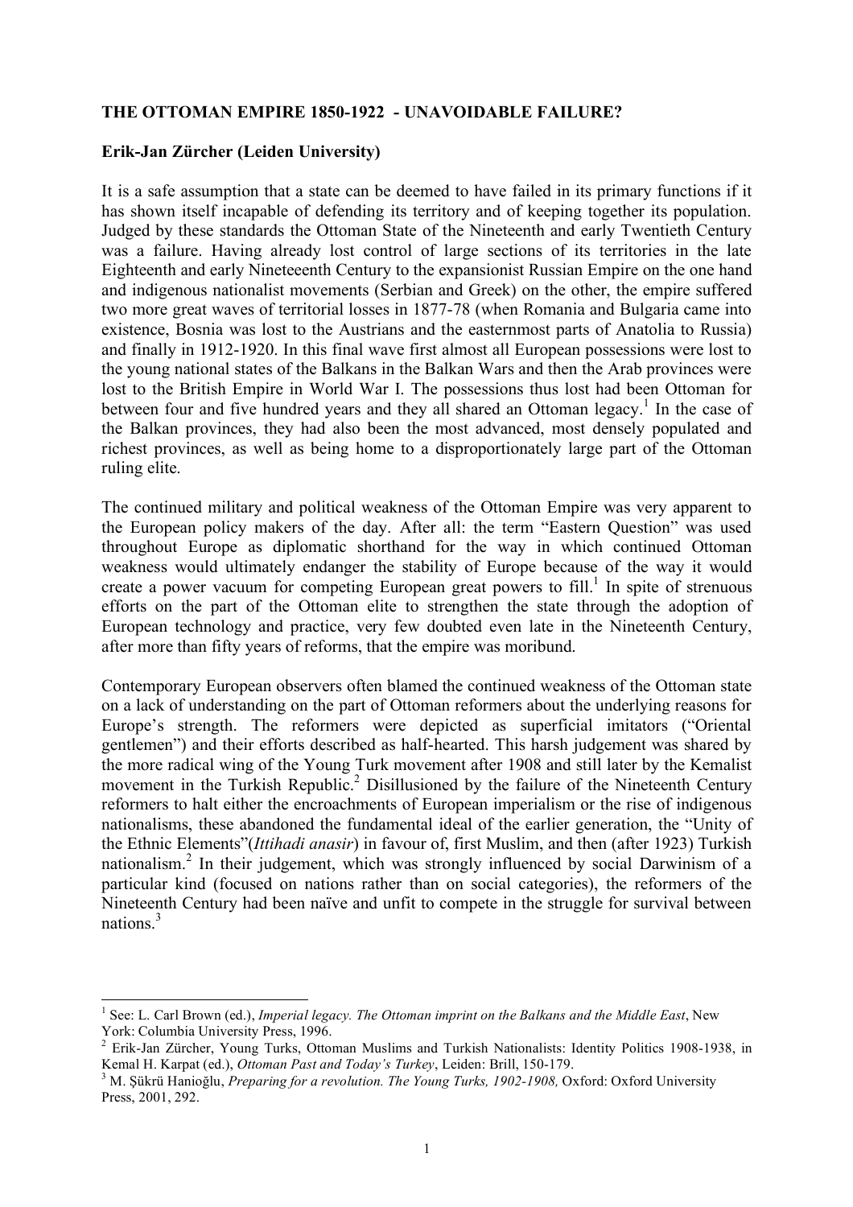**THE OTTOMAN EMPIRE 1850-1922 - UNAVOIDABLE FAILURE?**

**Erik-Jan Zürcher (Leiden University)**

It is a safe assumption that a state can be deemed to have failed in its primary functions if it has shown itself incapable of defending its territory and of keeping together its population. Judged by these standards the Ottoman State of the Nineteenth and early Twentieth Century was a failure. Having already lost control of large sections of its territories in the late Eighteenth and early Nineteeenth Century to the expansionist Russian Empire on the one hand and indigenous nationalist movements (Serbian and Greek) on the other, the empire suffered two more great waves of territorial losses in 1877-78 (when Romania and Bulgaria came into existence, Bosnia was lost to the Austrians and the easternmost parts of Anatolia to Russia) and finally in 1912-1920. In this final wave first almost all European possessions were lost to the young national states of the Balkans in the Balkan Wars and then the Arab provinces were lost to the British Empire in World War I. The possessions thus lost had been Ottoman for between four and five hundred years and they all shared an Ottoman legacy.[1] In the case of the Balkan provinces, they had also been the most advanced, most densely populated and richest provinces, as well as being home to a disproportionately large part of the Ottoman ruling elite.

The continued military and political weakness of the Ottoman Empire was very apparent to the European policy makers of the day. After all: the term "Eastern Question" was used throughout Europe as diplomatic shorthand for the way in which continued Ottoman weakness would ultimately endanger the stability of Europe because of the way it would create a power vacuum for competing European great powers to fill.[1] In spite of strenuous efforts on the part of the Ottoman elite to strengthen the state through the adoption of European technology and practice, very few doubted even late in the Nineteenth Century, after more than fifty years of reforms, that the empire was moribund.

Contemporary European observers often blamed the continued weakness of the Ottoman state on a lack of understanding on the part of Ottoman reformers about the underlying reasons for Europe's strength. The reformers were depicted as superficial imitators ("Oriental gentlemen") and their efforts described as half-hearted. This harsh judgement was shared by the more radical wing of the Young Turk movement after 1908 and still later by the Kemalist movement in the Turkish Republic.[2] Disillusioned by the failure of the Nineteenth Century reformers to halt either the encroachments of European imperialism or the rise of indigenous nationalisms, these abandoned the fundamental ideal of the earlier generation, the "Unity of the Ethnic Elements"(*Ittihadi anasir*) in favour of, first Muslim, and then (after 1923) Turkish nationalism.[2] In their judgement, which was strongly influenced by social Darwinism of a particular kind (focused on nations rather than on social categories), the reformers of the Nineteenth Century had been naïve and unfit to compete in the struggle for survival between nations.[3]

---

[1] See: L. Carl Brown (ed.), *Imperial legacy. The Ottoman imprint on the Balkans and the Middle East*, New York: Columbia University Press, 1996.

[2] Erik-Jan Zürcher, Young Turks, Ottoman Muslims and Turkish Nationalists: Identity Politics 1908-1938, in Kemal H. Karpat (ed.), *Ottoman Past and Today's Turkey*, Leiden: Brill, 150-179.

[3] M. Şükrü Hanioğlu, *Preparing for a revolution. The Young Turks, 1902-1908,* Oxford: Oxford University Press, 2001, 292.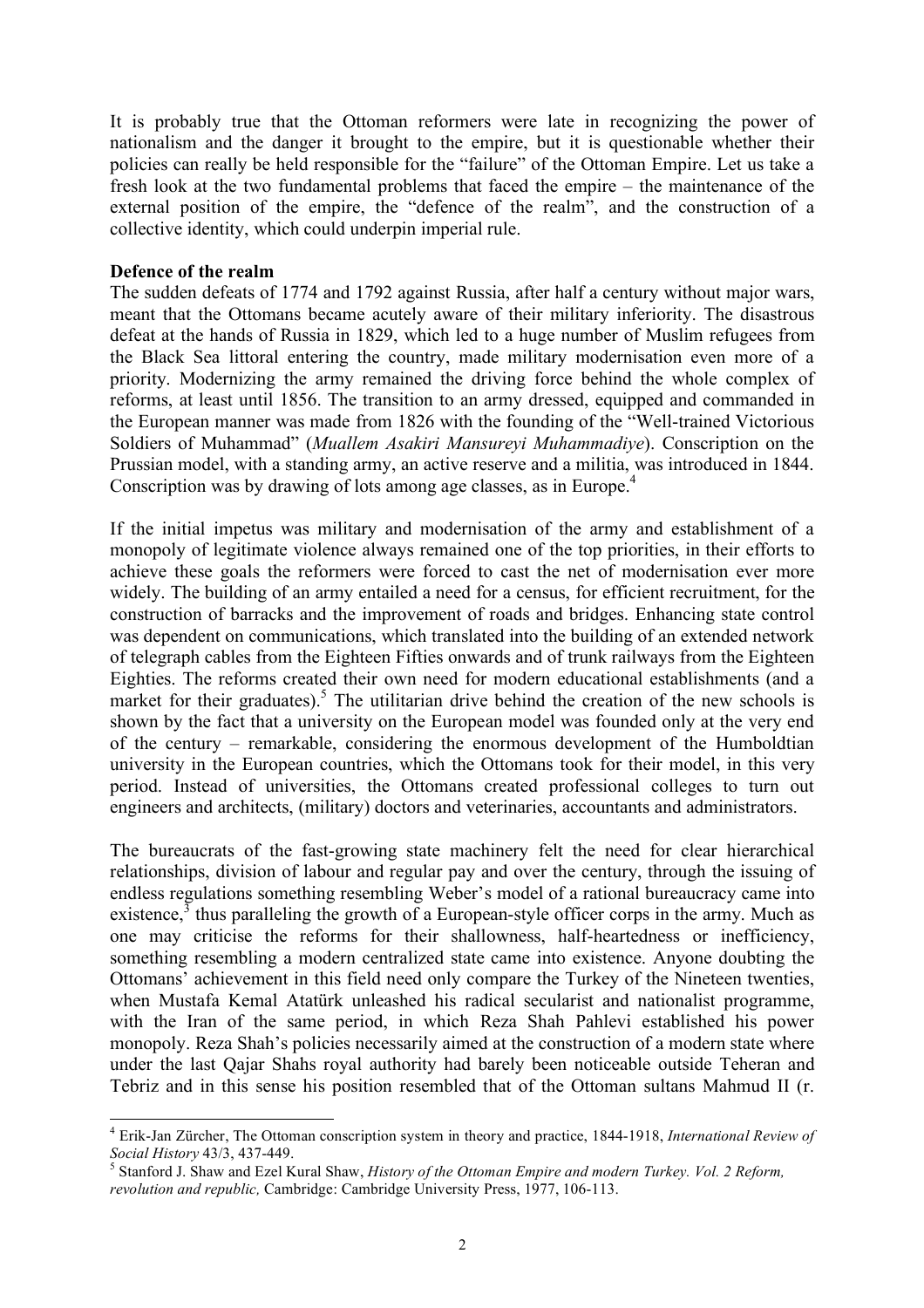It is probably true that the Ottoman reformers were late in recognizing the power of nationalism and the danger it brought to the empire, but it is questionable whether their policies can really be held responsible for the "failure" of the Ottoman Empire. Let us take a fresh look at the two fundamental problems that faced the empire – the maintenance of the external position of the empire, the "defence of the realm", and the construction of a collective identity, which could underpin imperial rule.

**Defence of the realm**

The sudden defeats of 1774 and 1792 against Russia, after half a century without major wars, meant that the Ottomans became acutely aware of their military inferiority. The disastrous defeat at the hands of Russia in 1829, which led to a huge number of Muslim refugees from the Black Sea littoral entering the country, made military modernisation even more of a priority. Modernizing the army remained the driving force behind the whole complex of reforms, at least until 1856. The transition to an army dressed, equipped and commanded in the European manner was made from 1826 with the founding of the "Well-trained Victorious Soldiers of Muhammad" (*Muallem Asakiri Mansureyi Muhammadiye*). Conscription on the Prussian model, with a standing army, an active reserve and a militia, was introduced in 1844. Conscription was by drawing of lots among age classes, as in Europe.[4]

If the initial impetus was military and modernisation of the army and establishment of a monopoly of legitimate violence always remained one of the top priorities, in their efforts to achieve these goals the reformers were forced to cast the net of modernisation ever more widely. The building of an army entailed a need for a census, for efficient recruitment, for the construction of barracks and the improvement of roads and bridges. Enhancing state control was dependent on communications, which translated into the building of an extended network of telegraph cables from the Eighteen Fifties onwards and of trunk railways from the Eighteen Eighties. The reforms created their own need for modern educational establishments (and a market for their graduates).[5] The utilitarian drive behind the creation of the new schools is shown by the fact that a university on the European model was founded only at the very end of the century – remarkable, considering the enormous development of the Humboldtian university in the European countries, which the Ottomans took for their model, in this very period. Instead of universities, the Ottomans created professional colleges to turn out engineers and architects, (military) doctors and veterinaries, accountants and administrators.

The bureaucrats of the fast-growing state machinery felt the need for clear hierarchical relationships, division of labour and regular pay and over the century, through the issuing of endless regulations something resembling Weber's model of a rational bureaucracy came into existence,[3] thus paralleling the growth of a European-style officer corps in the army. Much as one may criticise the reforms for their shallowness, half-heartedness or inefficiency, something resembling a modern centralized state came into existence. Anyone doubting the Ottomans' achievement in this field need only compare the Turkey of the Nineteen twenties, when Mustafa Kemal Atatürk unleashed his radical secularist and nationalist programme, with the Iran of the same period, in which Reza Shah Pahlevi established his power monopoly. Reza Shah's policies necessarily aimed at the construction of a modern state where under the last Qajar Shahs royal authority had barely been noticeable outside Teheran and Tebriz and in this sense his position resembled that of the Ottoman sultans Mahmud II (r.

---

[4] Erik-Jan Zürcher, The Ottoman conscription system in theory and practice, 1844-1918, *International Review of Social History* 43/3, 437-449.

[5] Stanford J. Shaw and Ezel Kural Shaw, *History of the Ottoman Empire and modern Turkey. Vol. 2 Reform, revolution and republic,* Cambridge: Cambridge University Press, 1977, 106-113.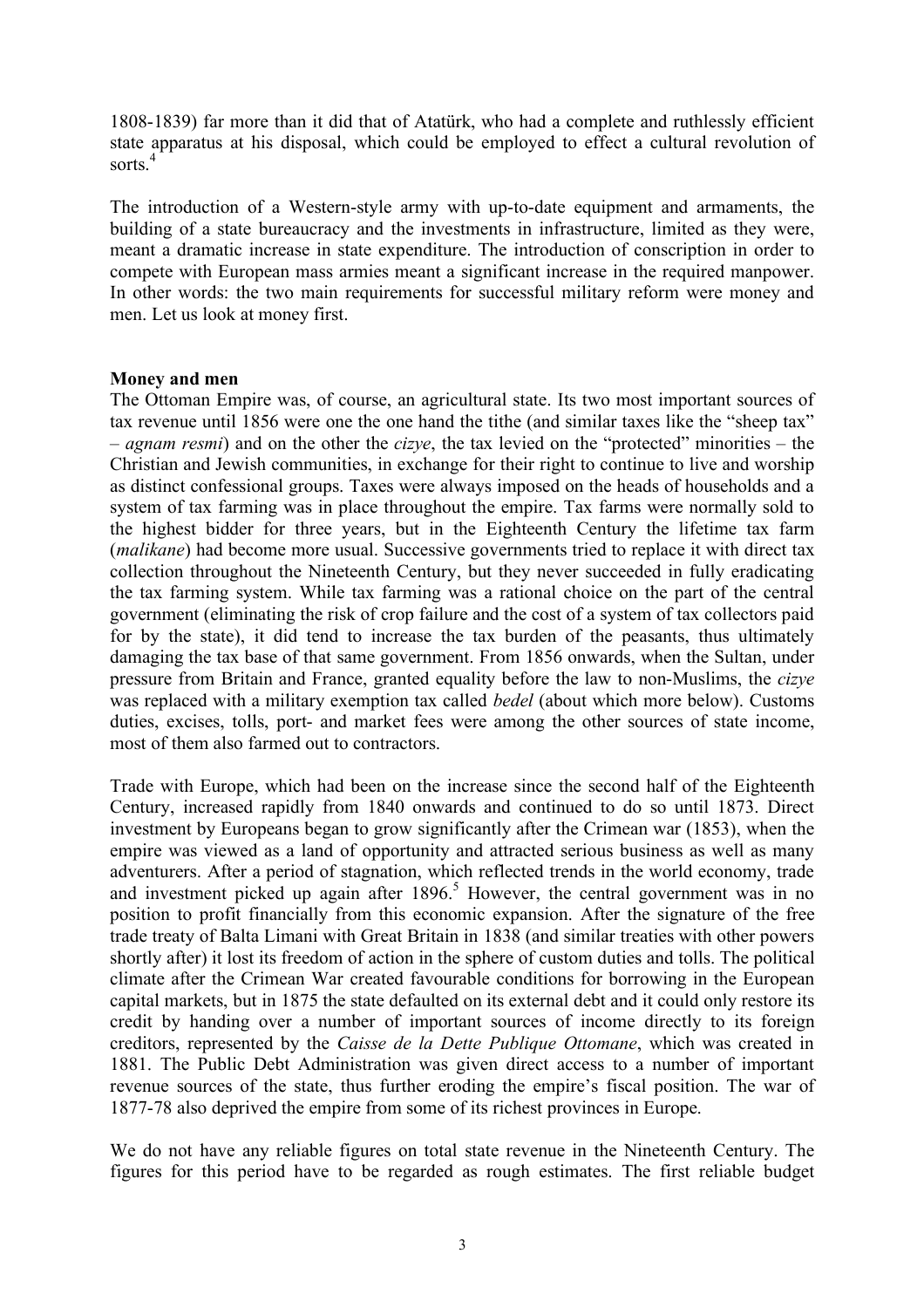1808-1839) far more than it did that of Atatürk, who had a complete and ruthlessly efficient state apparatus at his disposal, which could be employed to effect a cultural revolution of sorts.[4]

The introduction of a Western-style army with up-to-date equipment and armaments, the building of a state bureaucracy and the investments in infrastructure, limited as they were, meant a dramatic increase in state expenditure. The introduction of conscription in order to compete with European mass armies meant a significant increase in the required manpower. In other words: the two main requirements for successful military reform were money and men. Let us look at money first.

**Money and men**

The Ottoman Empire was, of course, an agricultural state. Its two most important sources of tax revenue until 1856 were one the one hand the tithe (and similar taxes like the "sheep tax" – *agnam resmi*) and on the other the *cizye*, the tax levied on the "protected" minorities – the Christian and Jewish communities, in exchange for their right to continue to live and worship as distinct confessional groups. Taxes were always imposed on the heads of households and a system of tax farming was in place throughout the empire. Tax farms were normally sold to the highest bidder for three years, but in the Eighteenth Century the lifetime tax farm (*malikane*) had become more usual. Successive governments tried to replace it with direct tax collection throughout the Nineteenth Century, but they never succeeded in fully eradicating the tax farming system. While tax farming was a rational choice on the part of the central government (eliminating the risk of crop failure and the cost of a system of tax collectors paid for by the state), it did tend to increase the tax burden of the peasants, thus ultimately damaging the tax base of that same government. From 1856 onwards, when the Sultan, under pressure from Britain and France, granted equality before the law to non-Muslims, the *cizye* was replaced with a military exemption tax called *bedel* (about which more below). Customs duties, excises, tolls, port- and market fees were among the other sources of state income, most of them also farmed out to contractors.

Trade with Europe, which had been on the increase since the second half of the Eighteenth Century, increased rapidly from 1840 onwards and continued to do so until 1873. Direct investment by Europeans began to grow significantly after the Crimean war (1853), when the empire was viewed as a land of opportunity and attracted serious business as well as many adventurers. After a period of stagnation, which reflected trends in the world economy, trade and investment picked up again after 1896.[5] However, the central government was in no position to profit financially from this economic expansion. After the signature of the free trade treaty of Balta Limani with Great Britain in 1838 (and similar treaties with other powers shortly after) it lost its freedom of action in the sphere of custom duties and tolls. The political climate after the Crimean War created favourable conditions for borrowing in the European capital markets, but in 1875 the state defaulted on its external debt and it could only restore its credit by handing over a number of important sources of income directly to its foreign creditors, represented by the *Caisse de la Dette Publique Ottomane*, which was created in 1881. The Public Debt Administration was given direct access to a number of important revenue sources of the state, thus further eroding the empire's fiscal position. The war of 1877-78 also deprived the empire from some of its richest provinces in Europe.

We do not have any reliable figures on total state revenue in the Nineteenth Century. The figures for this period have to be regarded as rough estimates. The first reliable budget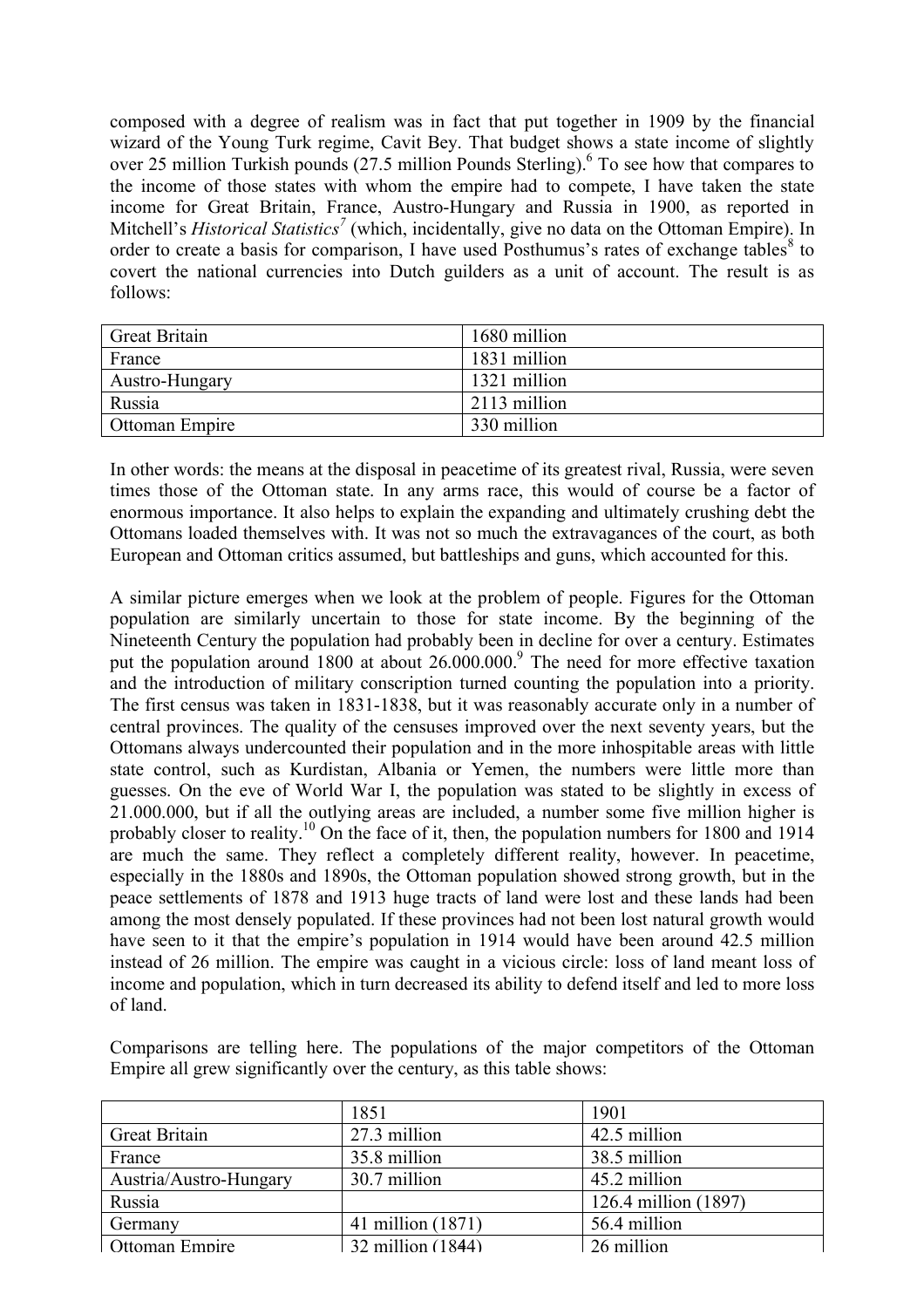composed with a degree of realism was in fact that put together in 1909 by the financial wizard of the Young Turk regime, Cavit Bey. That budget shows a state income of slightly over 25 million Turkish pounds (27.5 million Pounds Sterling).[6] To see how that compares to the income of those states with whom the empire had to compete, I have taken the state income for Great Britain, France, Austro-Hungary and Russia in 1900, as reported in Mitchell's *Historical Statistics*[7] (which, incidentally, give no data on the Ottoman Empire). In order to create a basis for comparison, I have used Posthumus's rates of exchange tables[8] to covert the national currencies into Dutch guilders as a unit of account. The result is as follows:

| | |
|---|---|
| Great Britain | 1680 million |
| France | 1831 million |
| Austro-Hungary | 1321 million |
| Russia | 2113 million |
| Ottoman Empire | 330 million |

In other words: the means at the disposal in peacetime of its greatest rival, Russia, were seven times those of the Ottoman state. In any arms race, this would of course be a factor of enormous importance. It also helps to explain the expanding and ultimately crushing debt the Ottomans loaded themselves with. It was not so much the extravagances of the court, as both European and Ottoman critics assumed, but battleships and guns, which accounted for this.

A similar picture emerges when we look at the problem of people. Figures for the Ottoman population are similarly uncertain to those for state income. By the beginning of the Nineteenth Century the population had probably been in decline for over a century. Estimates put the population around 1800 at about 26.000.000.[9] The need for more effective taxation and the introduction of military conscription turned counting the population into a priority. The first census was taken in 1831-1838, but it was reasonably accurate only in a number of central provinces. The quality of the censuses improved over the next seventy years, but the Ottomans always undercounted their population and in the more inhospitable areas with little state control, such as Kurdistan, Albania or Yemen, the numbers were little more than guesses. On the eve of World War I, the population was stated to be slightly in excess of 21.000.000, but if all the outlying areas are included, a number some five million higher is probably closer to reality.[10] On the face of it, then, the population numbers for 1800 and 1914 are much the same. They reflect a completely different reality, however. In peacetime, especially in the 1880s and 1890s, the Ottoman population showed strong growth, but in the peace settlements of 1878 and 1913 huge tracts of land were lost and these lands had been among the most densely populated. If these provinces had not been lost natural growth would have seen to it that the empire's population in 1914 would have been around 42.5 million instead of 26 million. The empire was caught in a vicious circle: loss of land meant loss of income and population, which in turn decreased its ability to defend itself and led to more loss of land.

Comparisons are telling here. The populations of the major competitors of the Ottoman Empire all grew significantly over the century, as this table shows:

| | 1851 | 1901 |
|---|---|---|
| Great Britain | 27.3 million | 42.5 million |
| France | 35.8 million | 38.5 million |
| Austria/Austro-Hungary | 30.7 million | 45.2 million |
| Russia | | 126.4 million (1897) |
| Germany | 41 million (1871) | 56.4 million |
| Ottoman Empire | 32 million (1844) | 26 million |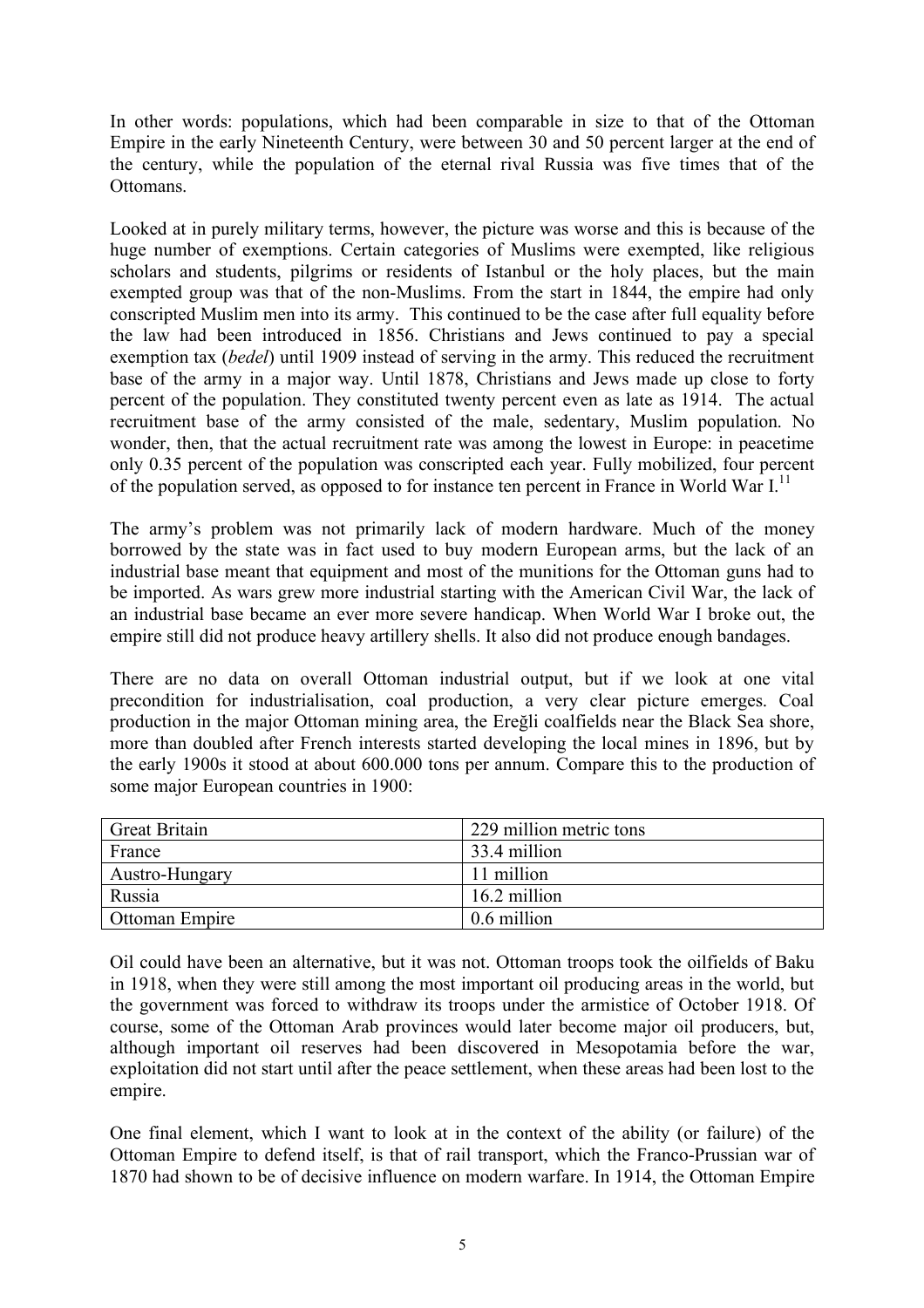In other words: populations, which had been comparable in size to that of the Ottoman Empire in the early Nineteenth Century, were between 30 and 50 percent larger at the end of the century, while the population of the eternal rival Russia was five times that of the Ottomans.

Looked at in purely military terms, however, the picture was worse and this is because of the huge number of exemptions. Certain categories of Muslims were exempted, like religious scholars and students, pilgrims or residents of Istanbul or the holy places, but the main exempted group was that of the non-Muslims. From the start in 1844, the empire had only conscripted Muslim men into its army. This continued to be the case after full equality before the law had been introduced in 1856. Christians and Jews continued to pay a special exemption tax (*bedel*) until 1909 instead of serving in the army. This reduced the recruitment base of the army in a major way. Until 1878, Christians and Jews made up close to forty percent of the population. They constituted twenty percent even as late as 1914. The actual recruitment base of the army consisted of the male, sedentary, Muslim population. No wonder, then, that the actual recruitment rate was among the lowest in Europe: in peacetime only 0.35 percent of the population was conscripted each year. Fully mobilized, four percent of the population served, as opposed to for instance ten percent in France in World War I.[11]

The army's problem was not primarily lack of modern hardware. Much of the money borrowed by the state was in fact used to buy modern European arms, but the lack of an industrial base meant that equipment and most of the munitions for the Ottoman guns had to be imported. As wars grew more industrial starting with the American Civil War, the lack of an industrial base became an ever more severe handicap. When World War I broke out, the empire still did not produce heavy artillery shells. It also did not produce enough bandages.

There are no data on overall Ottoman industrial output, but if we look at one vital precondition for industrialisation, coal production, a very clear picture emerges. Coal production in the major Ottoman mining area, the Ereğli coalfields near the Black Sea shore, more than doubled after French interests started developing the local mines in 1896, but by the early 1900s it stood at about 600.000 tons per annum. Compare this to the production of some major European countries in 1900:

| Great Britain | 229 million metric tons |
|---|---|
| France | 33.4 million |
| Austro-Hungary | 11 million |
| Russia | 16.2 million |
| Ottoman Empire | 0.6 million |

Oil could have been an alternative, but it was not. Ottoman troops took the oilfields of Baku in 1918, when they were still among the most important oil producing areas in the world, but the government was forced to withdraw its troops under the armistice of October 1918. Of course, some of the Ottoman Arab provinces would later become major oil producers, but, although important oil reserves had been discovered in Mesopotamia before the war, exploitation did not start until after the peace settlement, when these areas had been lost to the empire.

One final element, which I want to look at in the context of the ability (or failure) of the Ottoman Empire to defend itself, is that of rail transport, which the Franco-Prussian war of 1870 had shown to be of decisive influence on modern warfare. In 1914, the Ottoman Empire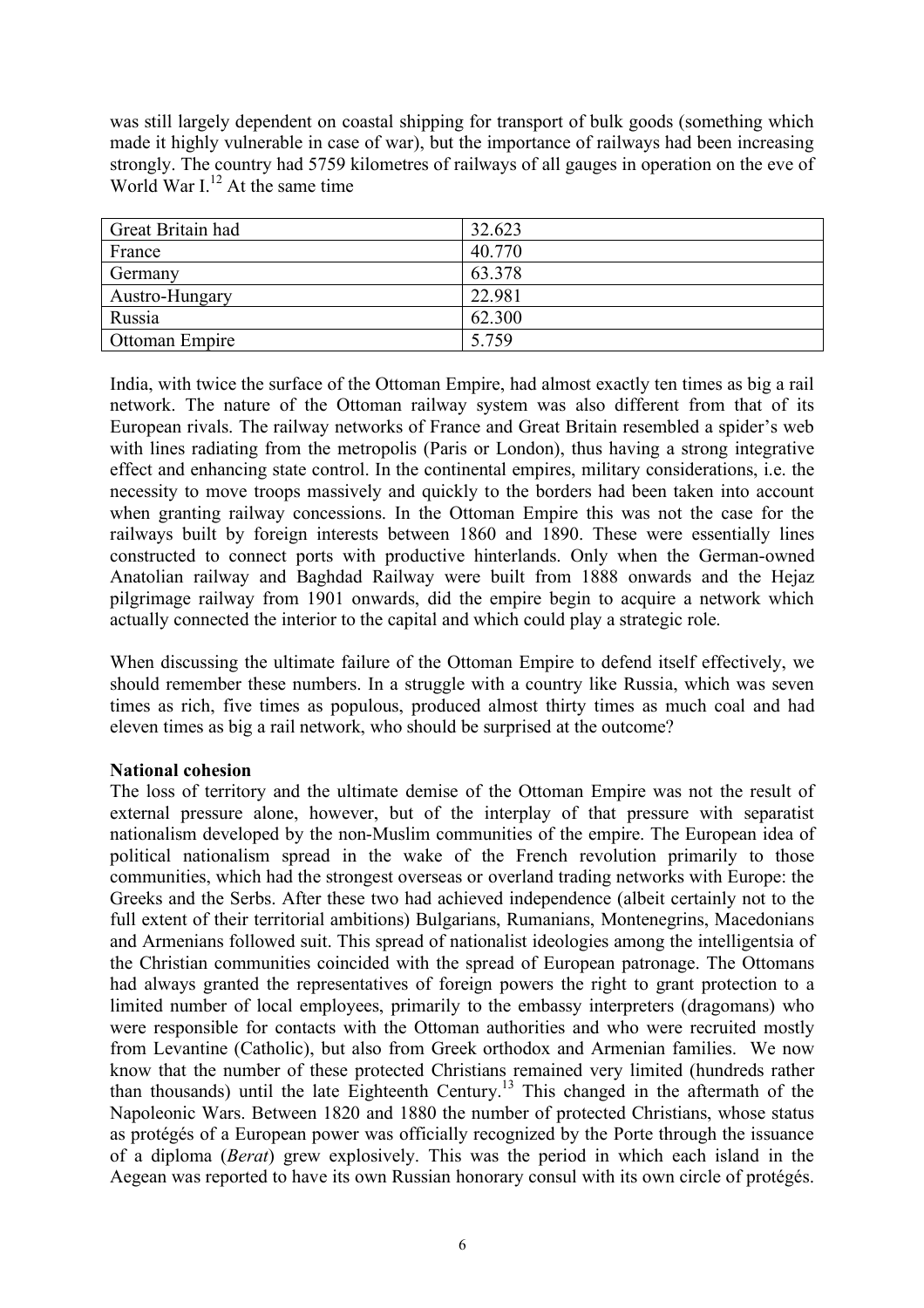was still largely dependent on coastal shipping for transport of bulk goods (something which made it highly vulnerable in case of war), but the importance of railways had been increasing strongly. The country had 5759 kilometres of railways of all gauges in operation on the eve of World War I.[12] At the same time

| Great Britain had | 32.623 |
|---|---|
| France | 40.770 |
| Germany | 63.378 |
| Austro-Hungary | 22.981 |
| Russia | 62.300 |
| Ottoman Empire | 5.759 |

India, with twice the surface of the Ottoman Empire, had almost exactly ten times as big a rail network. The nature of the Ottoman railway system was also different from that of its European rivals. The railway networks of France and Great Britain resembled a spider's web with lines radiating from the metropolis (Paris or London), thus having a strong integrative effect and enhancing state control. In the continental empires, military considerations, i.e. the necessity to move troops massively and quickly to the borders had been taken into account when granting railway concessions. In the Ottoman Empire this was not the case for the railways built by foreign interests between 1860 and 1890. These were essentially lines constructed to connect ports with productive hinterlands. Only when the German-owned Anatolian railway and Baghdad Railway were built from 1888 onwards and the Hejaz pilgrimage railway from 1901 onwards, did the empire begin to acquire a network which actually connected the interior to the capital and which could play a strategic role.

When discussing the ultimate failure of the Ottoman Empire to defend itself effectively, we should remember these numbers. In a struggle with a country like Russia, which was seven times as rich, five times as populous, produced almost thirty times as much coal and had eleven times as big a rail network, who should be surprised at the outcome?

**National cohesion**

The loss of territory and the ultimate demise of the Ottoman Empire was not the result of external pressure alone, however, but of the interplay of that pressure with separatist nationalism developed by the non-Muslim communities of the empire. The European idea of political nationalism spread in the wake of the French revolution primarily to those communities, which had the strongest overseas or overland trading networks with Europe: the Greeks and the Serbs. After these two had achieved independence (albeit certainly not to the full extent of their territorial ambitions) Bulgarians, Rumanians, Montenegrins, Macedonians and Armenians followed suit. This spread of nationalist ideologies among the intelligentsia of the Christian communities coincided with the spread of European patronage. The Ottomans had always granted the representatives of foreign powers the right to grant protection to a limited number of local employees, primarily to the embassy interpreters (dragomans) who were responsible for contacts with the Ottoman authorities and who were recruited mostly from Levantine (Catholic), but also from Greek orthodox and Armenian families. We now know that the number of these protected Christians remained very limited (hundreds rather than thousands) until the late Eighteenth Century.[13] This changed in the aftermath of the Napoleonic Wars. Between 1820 and 1880 the number of protected Christians, whose status as protégés of a European power was officially recognized by the Porte through the issuance of a diploma (*Berat*) grew explosively. This was the period in which each island in the Aegean was reported to have its own Russian honorary consul with its own circle of protégés.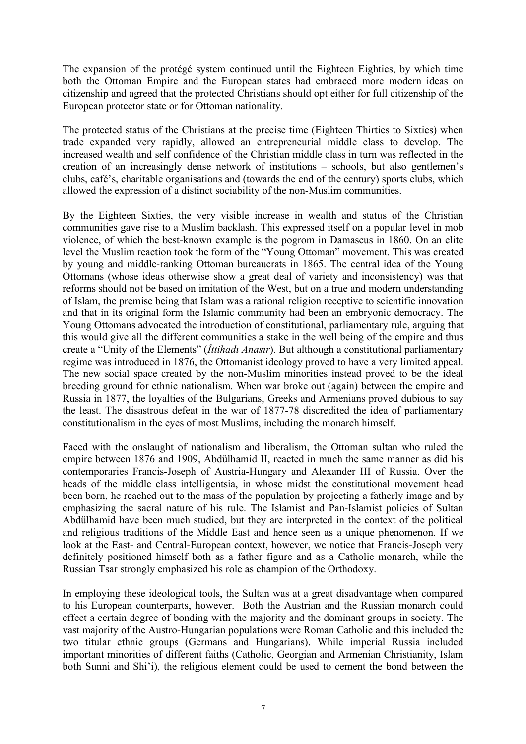The expansion of the protégé system continued until the Eighteen Eighties, by which time both the Ottoman Empire and the European states had embraced more modern ideas on citizenship and agreed that the protected Christians should opt either for full citizenship of the European protector state or for Ottoman nationality.

The protected status of the Christians at the precise time (Eighteen Thirties to Sixties) when trade expanded very rapidly, allowed an entrepreneurial middle class to develop. The increased wealth and self confidence of the Christian middle class in turn was reflected in the creation of an increasingly dense network of institutions – schools, but also gentlemen's clubs, café's, charitable organisations and (towards the end of the century) sports clubs, which allowed the expression of a distinct sociability of the non-Muslim communities.

By the Eighteen Sixties, the very visible increase in wealth and status of the Christian communities gave rise to a Muslim backlash. This expressed itself on a popular level in mob violence, of which the best-known example is the pogrom in Damascus in 1860. On an elite level the Muslim reaction took the form of the "Young Ottoman" movement. This was created by young and middle-ranking Ottoman bureaucrats in 1865. The central idea of the Young Ottomans (whose ideas otherwise show a great deal of variety and inconsistency) was that reforms should not be based on imitation of the West, but on a true and modern understanding of Islam, the premise being that Islam was a rational religion receptive to scientific innovation and that in its original form the Islamic community had been an embryonic democracy. The Young Ottomans advocated the introduction of constitutional, parliamentary rule, arguing that this would give all the different communities a stake in the well being of the empire and thus create a "Unity of the Elements" (*İttihadı Anasır*). But although a constitutional parliamentary regime was introduced in 1876, the Ottomanist ideology proved to have a very limited appeal. The new social space created by the non-Muslim minorities instead proved to be the ideal breeding ground for ethnic nationalism. When war broke out (again) between the empire and Russia in 1877, the loyalties of the Bulgarians, Greeks and Armenians proved dubious to say the least. The disastrous defeat in the war of 1877-78 discredited the idea of parliamentary constitutionalism in the eyes of most Muslims, including the monarch himself.

Faced with the onslaught of nationalism and liberalism, the Ottoman sultan who ruled the empire between 1876 and 1909, Abdülhamid II, reacted in much the same manner as did his contemporaries Francis-Joseph of Austria-Hungary and Alexander III of Russia. Over the heads of the middle class intelligentsia, in whose midst the constitutional movement head been born, he reached out to the mass of the population by projecting a fatherly image and by emphasizing the sacral nature of his rule. The Islamist and Pan-Islamist policies of Sultan Abdülhamid have been much studied, but they are interpreted in the context of the political and religious traditions of the Middle East and hence seen as a unique phenomenon. If we look at the East- and Central-European context, however, we notice that Francis-Joseph very definitely positioned himself both as a father figure and as a Catholic monarch, while the Russian Tsar strongly emphasized his role as champion of the Orthodoxy.

In employing these ideological tools, the Sultan was at a great disadvantage when compared to his European counterparts, however. Both the Austrian and the Russian monarch could effect a certain degree of bonding with the majority and the dominant groups in society. The vast majority of the Austro-Hungarian populations were Roman Catholic and this included the two titular ethnic groups (Germans and Hungarians). While imperial Russia included important minorities of different faiths (Catholic, Georgian and Armenian Christianity, Islam both Sunni and Shi'i), the religious element could be used to cement the bond between the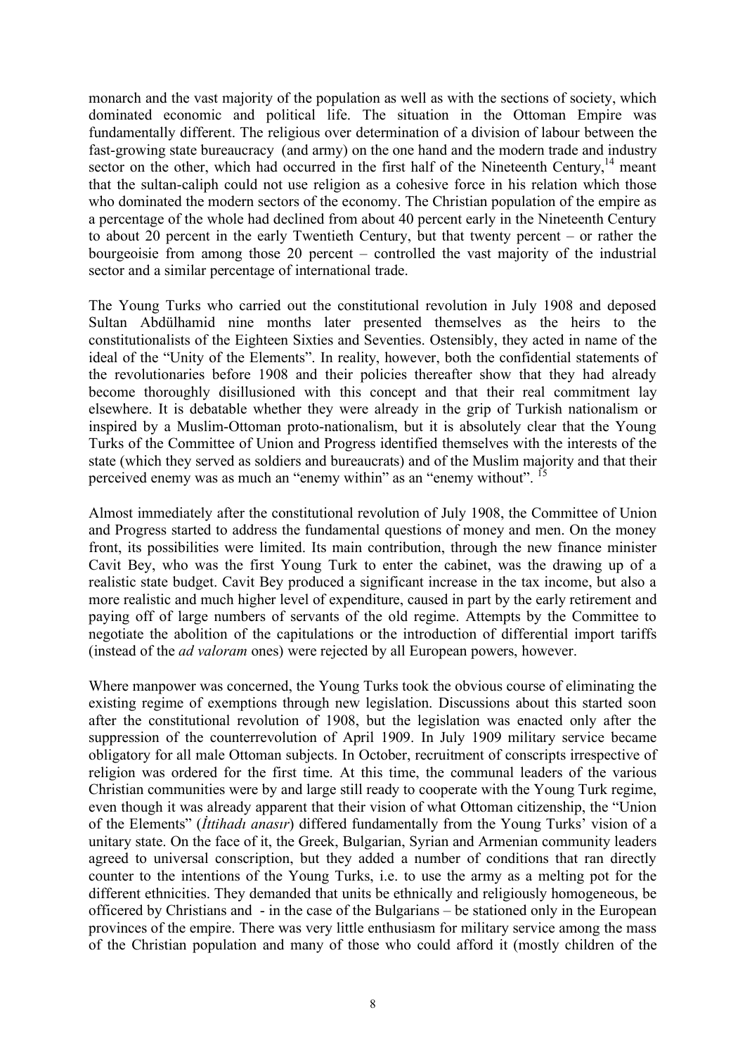monarch and the vast majority of the population as well as with the sections of society, which dominated economic and political life. The situation in the Ottoman Empire was fundamentally different. The religious over determination of a division of labour between the fast-growing state bureaucracy (and army) on the one hand and the modern trade and industry sector on the other, which had occurred in the first half of the Nineteenth Century,[14] meant that the sultan-caliph could not use religion as a cohesive force in his relation which those who dominated the modern sectors of the economy. The Christian population of the empire as a percentage of the whole had declined from about 40 percent early in the Nineteenth Century to about 20 percent in the early Twentieth Century, but that twenty percent – or rather the bourgeoisie from among those 20 percent – controlled the vast majority of the industrial sector and a similar percentage of international trade.

The Young Turks who carried out the constitutional revolution in July 1908 and deposed Sultan Abdülhamid nine months later presented themselves as the heirs to the constitutionalists of the Eighteen Sixties and Seventies. Ostensibly, they acted in name of the ideal of the "Unity of the Elements". In reality, however, both the confidential statements of the revolutionaries before 1908 and their policies thereafter show that they had already become thoroughly disillusioned with this concept and that their real commitment lay elsewhere. It is debatable whether they were already in the grip of Turkish nationalism or inspired by a Muslim-Ottoman proto-nationalism, but it is absolutely clear that the Young Turks of the Committee of Union and Progress identified themselves with the interests of the state (which they served as soldiers and bureaucrats) and of the Muslim majority and that their perceived enemy was as much an "enemy within" as an "enemy without".[15]

Almost immediately after the constitutional revolution of July 1908, the Committee of Union and Progress started to address the fundamental questions of money and men. On the money front, its possibilities were limited. Its main contribution, through the new finance minister Cavit Bey, who was the first Young Turk to enter the cabinet, was the drawing up of a realistic state budget. Cavit Bey produced a significant increase in the tax income, but also a more realistic and much higher level of expenditure, caused in part by the early retirement and paying off of large numbers of servants of the old regime. Attempts by the Committee to negotiate the abolition of the capitulations or the introduction of differential import tariffs (instead of the *ad valoram* ones) were rejected by all European powers, however.

Where manpower was concerned, the Young Turks took the obvious course of eliminating the existing regime of exemptions through new legislation. Discussions about this started soon after the constitutional revolution of 1908, but the legislation was enacted only after the suppression of the counterrevolution of April 1909. In July 1909 military service became obligatory for all male Ottoman subjects. In October, recruitment of conscripts irrespective of religion was ordered for the first time. At this time, the communal leaders of the various Christian communities were by and large still ready to cooperate with the Young Turk regime, even though it was already apparent that their vision of what Ottoman citizenship, the "Union of the Elements" (*İttihadı anasır*) differed fundamentally from the Young Turks' vision of a unitary state. On the face of it, the Greek, Bulgarian, Syrian and Armenian community leaders agreed to universal conscription, but they added a number of conditions that ran directly counter to the intentions of the Young Turks, i.e. to use the army as a melting pot for the different ethnicities. They demanded that units be ethnically and religiously homogeneous, be officered by Christians and - in the case of the Bulgarians – be stationed only in the European provinces of the empire. There was very little enthusiasm for military service among the mass of the Christian population and many of those who could afford it (mostly children of the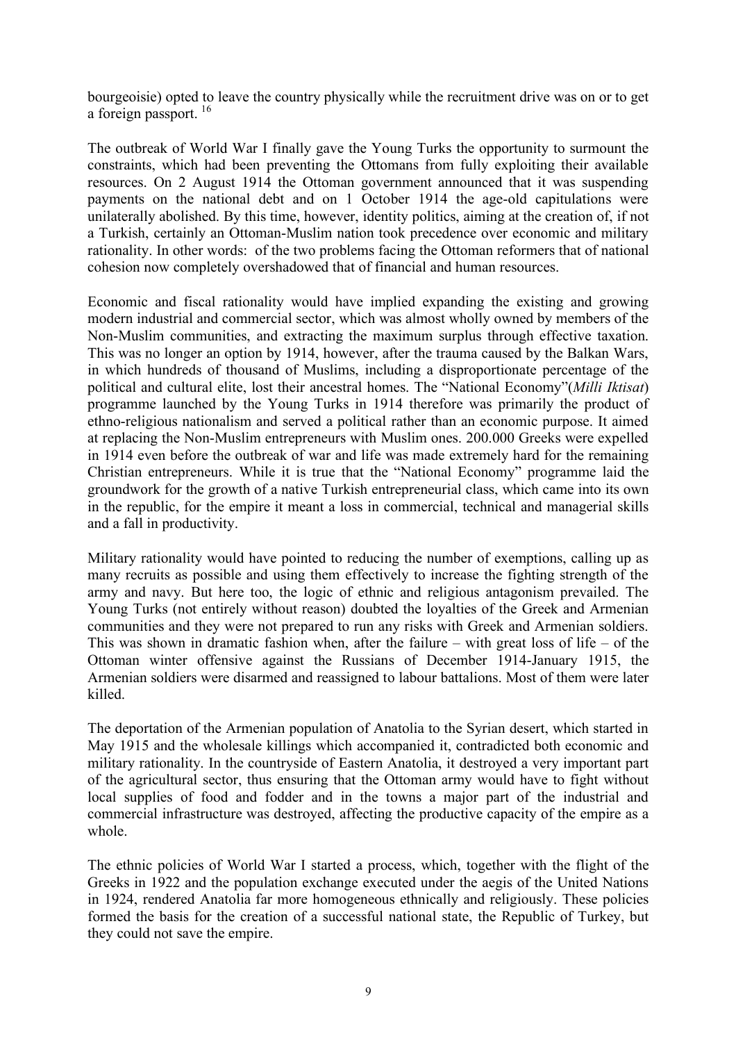bourgeoisie) opted to leave the country physically while the recruitment drive was on or to get a foreign passport. [16]

The outbreak of World War I finally gave the Young Turks the opportunity to surmount the constraints, which had been preventing the Ottomans from fully exploiting their available resources. On 2 August 1914 the Ottoman government announced that it was suspending payments on the national debt and on 1 October 1914 the age-old capitulations were unilaterally abolished. By this time, however, identity politics, aiming at the creation of, if not a Turkish, certainly an Ottoman-Muslim nation took precedence over economic and military rationality. In other words: of the two problems facing the Ottoman reformers that of national cohesion now completely overshadowed that of financial and human resources.

Economic and fiscal rationality would have implied expanding the existing and growing modern industrial and commercial sector, which was almost wholly owned by members of the Non-Muslim communities, and extracting the maximum surplus through effective taxation. This was no longer an option by 1914, however, after the trauma caused by the Balkan Wars, in which hundreds of thousand of Muslims, including a disproportionate percentage of the political and cultural elite, lost their ancestral homes. The "National Economy"(*Milli Iktisat*) programme launched by the Young Turks in 1914 therefore was primarily the product of ethno-religious nationalism and served a political rather than an economic purpose. It aimed at replacing the Non-Muslim entrepreneurs with Muslim ones. 200.000 Greeks were expelled in 1914 even before the outbreak of war and life was made extremely hard for the remaining Christian entrepreneurs. While it is true that the "National Economy" programme laid the groundwork for the growth of a native Turkish entrepreneurial class, which came into its own in the republic, for the empire it meant a loss in commercial, technical and managerial skills and a fall in productivity.

Military rationality would have pointed to reducing the number of exemptions, calling up as many recruits as possible and using them effectively to increase the fighting strength of the army and navy. But here too, the logic of ethnic and religious antagonism prevailed. The Young Turks (not entirely without reason) doubted the loyalties of the Greek and Armenian communities and they were not prepared to run any risks with Greek and Armenian soldiers. This was shown in dramatic fashion when, after the failure – with great loss of life – of the Ottoman winter offensive against the Russians of December 1914-January 1915, the Armenian soldiers were disarmed and reassigned to labour battalions. Most of them were later killed.

The deportation of the Armenian population of Anatolia to the Syrian desert, which started in May 1915 and the wholesale killings which accompanied it, contradicted both economic and military rationality. In the countryside of Eastern Anatolia, it destroyed a very important part of the agricultural sector, thus ensuring that the Ottoman army would have to fight without local supplies of food and fodder and in the towns a major part of the industrial and commercial infrastructure was destroyed, affecting the productive capacity of the empire as a whole.

The ethnic policies of World War I started a process, which, together with the flight of the Greeks in 1922 and the population exchange executed under the aegis of the United Nations in 1924, rendered Anatolia far more homogeneous ethnically and religiously. These policies formed the basis for the creation of a successful national state, the Republic of Turkey, but they could not save the empire.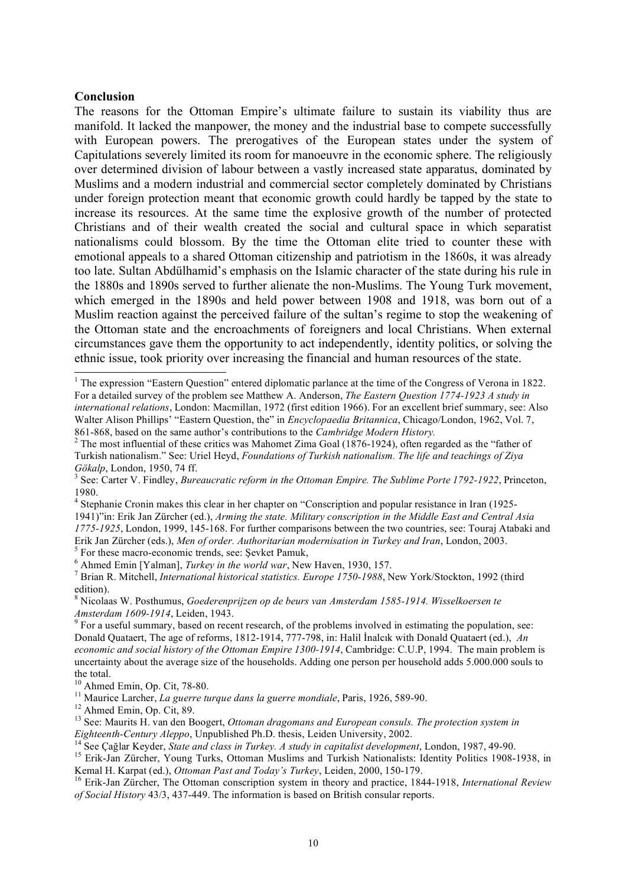**Conclusion**

The reasons for the Ottoman Empire's ultimate failure to sustain its viability thus are manifold. It lacked the manpower, the money and the industrial base to compete successfully with European powers. The prerogatives of the European states under the system of Capitulations severely limited its room for manoeuvre in the economic sphere. The religiously over determined division of labour between a vastly increased state apparatus, dominated by Muslims and a modern industrial and commercial sector completely dominated by Christians under foreign protection meant that economic growth could hardly be tapped by the state to increase its resources. At the same time the explosive growth of the number of protected Christians and of their wealth created the social and cultural space in which separatist nationalisms could blossom. By the time the Ottoman elite tried to counter these with emotional appeals to a shared Ottoman citizenship and patriotism in the 1860s, it was already too late. Sultan Abdülhamid's emphasis on the Islamic character of the state during his rule in the 1880s and 1890s served to further alienate the non-Muslims. The Young Turk movement, which emerged in the 1890s and held power between 1908 and 1918, was born out of a Muslim reaction against the perceived failure of the sultan's regime to stop the weakening of the Ottoman state and the encroachments of foreigners and local Christians. When external circumstances gave them the opportunity to act independently, identity politics, or solving the ethnic issue, took priority over increasing the financial and human resources of the state.

---

[1] The expression "Eastern Question" entered diplomatic parlance at the time of the Congress of Verona in 1822. For a detailed survey of the problem see Matthew A. Anderson, *The Eastern Question 1774-1923 A study in international relations*, London: Macmillan, 1972 (first edition 1966). For an excellent brief summary, see: Also Walter Alison Phillips' "Eastern Question, the" in *Encyclopaedia Britannica*, Chicago/London, 1962, Vol. 7, 861-868, based on the same author's contributions to the *Cambridge Modern History.*

[2] The most influential of these critics was Mahomet Zima Goal (1876-1924), often regarded as the "father of Turkish nationalism." See: Uriel Heyd, *Foundations of Turkish nationalism. The life and teachings of Ziya Gökalp*, London, 1950, 74 ff.

[3] See: Carter V. Findley, *Bureaucratic reform in the Ottoman Empire. The Sublime Porte 1792-1922*, Princeton, 1980.

[4] Stephanie Cronin makes this clear in her chapter on "Conscription and popular resistance in Iran (1925-1941)"in: Erik Jan Zürcher (ed.), *Arming the state. Military conscription in the Middle East and Central Asia 1775-1925*, London, 1999, 145-168. For further comparisons between the two countries, see: Touraj Atabaki and Erik Jan Zürcher (eds.), *Men of order. Authoritarian modernisation in Turkey and Iran*, London, 2003.

[5] For these macro-economic trends, see: Şevket Pamuk,

[6] Ahmed Emin [Yalman], *Turkey in the world war*, New Haven, 1930, 157.

[7] Brian R. Mitchell, *International historical statistics. Europe 1750-1988*, New York/Stockton, 1992 (third edition).

[8] Nicolaas W. Posthumus, *Goederenprijzen op de beurs van Amsterdam 1585-1914. Wisselkoersen te Amsterdam 1609-1914*, Leiden, 1943.

[9] For a useful summary, based on recent research, of the problems involved in estimating the population, see: Donald Quataert, The age of reforms, 1812-1914, 777-798, in: Halil İnalcık with Donald Quataert (ed.), *An economic and social history of the Ottoman Empire 1300-1914*, Cambridge: C.U.P, 1994. The main problem is uncertainty about the average size of the households. Adding one person per household adds 5.000.000 souls to the total.

[10] Ahmed Emin, Op. Cit, 78-80.

[11] Maurice Larcher, *La guerre turque dans la guerre mondiale*, Paris, 1926, 589-90.

[12] Ahmed Emin, Op. Cit, 89.

[13] See: Maurits H. van den Boogert, *Ottoman dragomans and European consuls. The protection system in Eighteenth-Century Aleppo*, Unpublished Ph.D. thesis, Leiden University, 2002.

[14] See Çağlar Keyder, *State and class in Turkey. A study in capitalist development*, London, 1987, 49-90.

[15] Erik-Jan Zürcher, Young Turks, Ottoman Muslims and Turkish Nationalists: Identity Politics 1908-1938, in Kemal H. Karpat (ed.), *Ottoman Past and Today's Turkey*, Leiden, 2000, 150-179.

[16] Erik-Jan Zürcher, The Ottoman conscription system in theory and practice, 1844-1918, *International Review of Social History* 43/3, 437-449. The information is based on British consular reports.